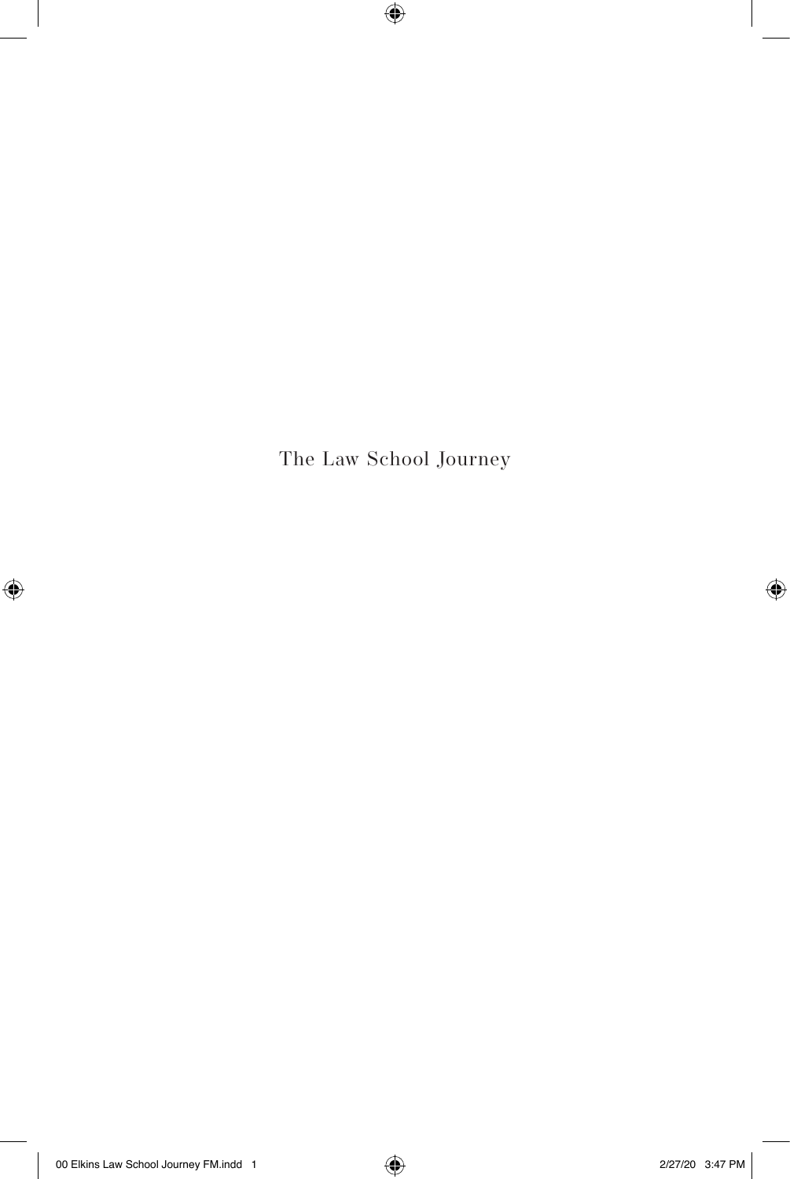# The Law School Journey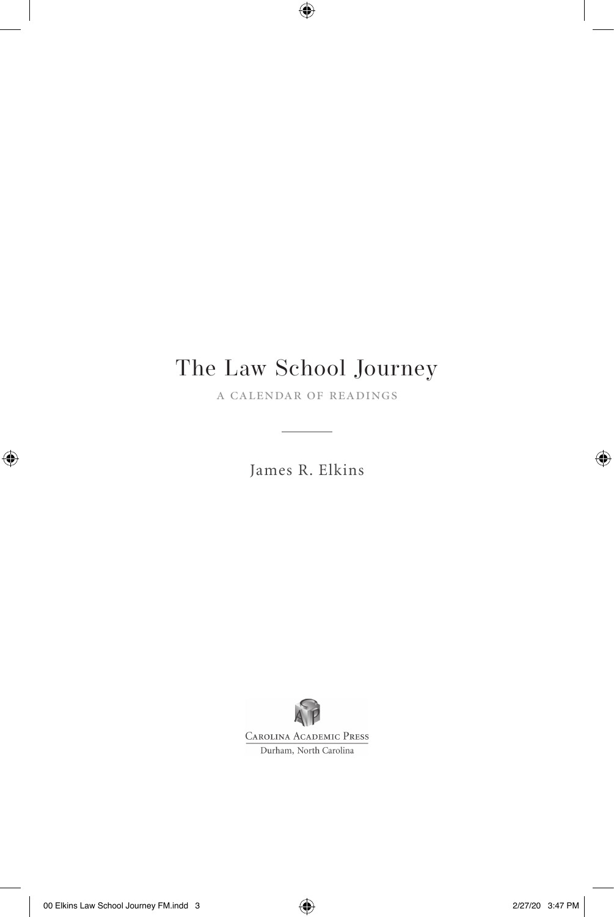# The Law School Journey

A CALENDAR OF READINGS

James R. Elkins

Carolina Academic Press

Durham, North Carolina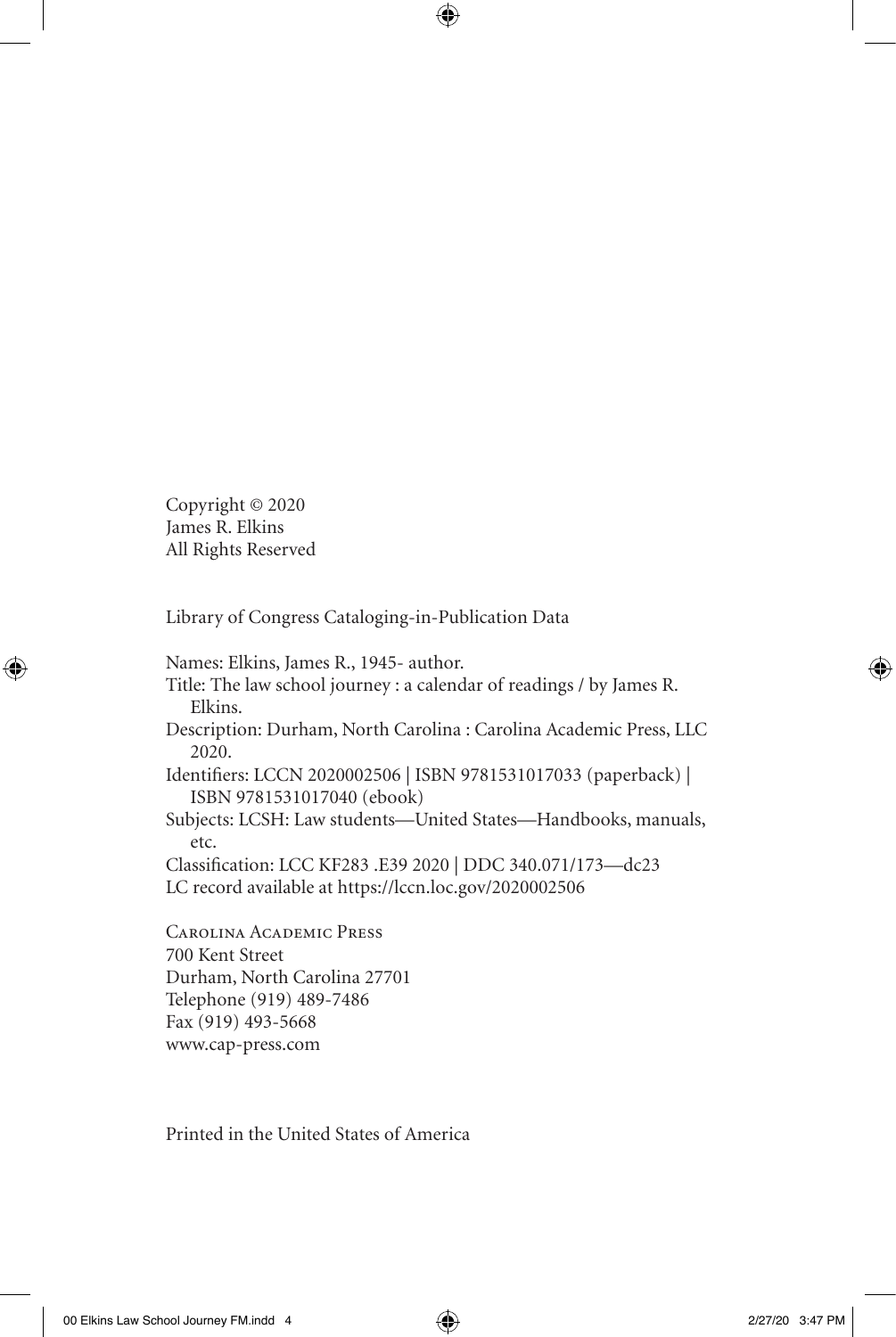Copyright © 2020
James R. Elkins
All Rights Reserved

Library of Congress Cataloging-in-Publication Data

Names: Elkins, James R., 1945- author.
Title: The law school journey : a calendar of readings / by James R. Elkins.
Description: Durham, North Carolina : Carolina Academic Press, LLC 2020.
Identifiers: LCCN 2020002506 | ISBN 9781531017033 (paperback) | ISBN 9781531017040 (ebook)
Subjects: LCSH: Law students—United States—Handbooks, manuals, etc.
Classification: LCC KF283 .E39 2020 | DDC 340.071/173—dc23
LC record available at https://lccn.loc.gov/2020002506

Carolina Academic Press
700 Kent Street
Durham, North Carolina 27701
Telephone (919) 489-7486
Fax (919) 493-5668
www.cap-press.com

Printed in the United States of America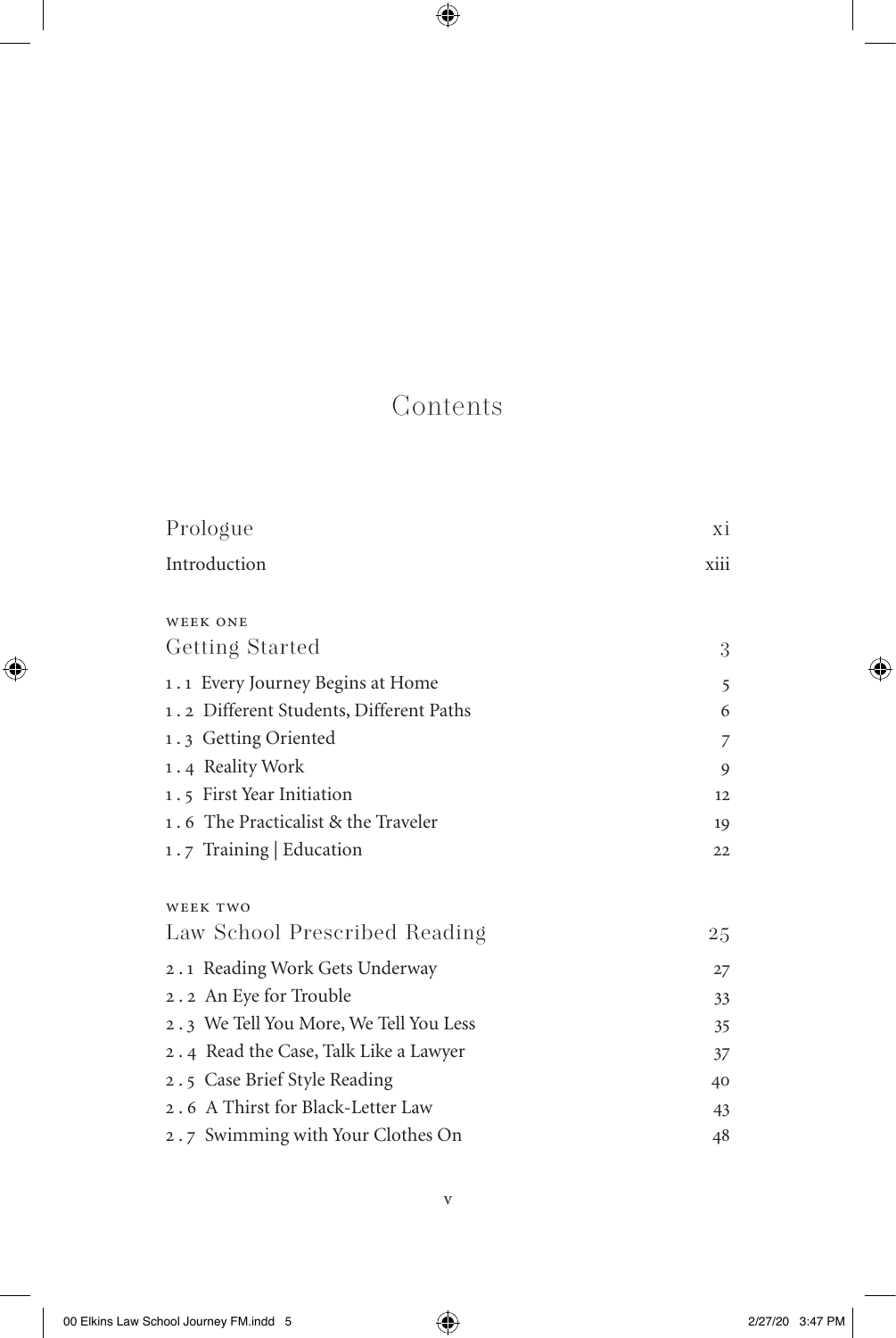# Contents

| | |
|---|---|
| Prologue | xi |
| Introduction | xiii |
| | |
| WEEK ONE | |
| **Getting Started** | 3 |
| 1.1 Every Journey Begins at Home | 5 |
| 1.2 Different Students, Different Paths | 6 |
| 1.3 Getting Oriented | 7 |
| 1.4 Reality Work | 9 |
| 1.5 First Year Initiation | 12 |
| 1.6 The Practicalist & the Traveler | 19 |
| 1.7 Training \| Education | 22 |
| | |
| WEEK TWO | |
| **Law School Prescribed Reading** | 25 |
| 2.1 Reading Work Gets Underway | 27 |
| 2.2 An Eye for Trouble | 33 |
| 2.3 We Tell You More, We Tell You Less | 35 |
| 2.4 Read the Case, Talk Like a Lawyer | 37 |
| 2.5 Case Brief Style Reading | 40 |
| 2.6 A Thirst for Black-Letter Law | 43 |
| 2.7 Swimming with Your Clothes On | 48 |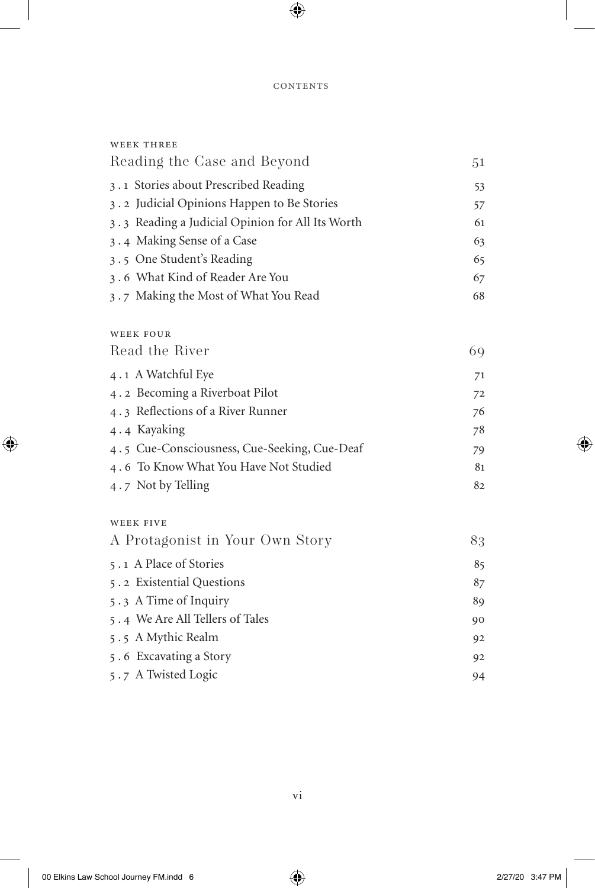## WEEK THREE
### Reading the Case and Beyond 51

- 3.1 Stories about Prescribed Reading 53
- 3.2 Judicial Opinions Happen to Be Stories 57
- 3.3 Reading a Judicial Opinion for All Its Worth 61
- 3.4 Making Sense of a Case 63
- 3.5 One Student's Reading 65
- 3.6 What Kind of Reader Are You 67
- 3.7 Making the Most of What You Read 68

## WEEK FOUR
### Read the River 69

- 4.1 A Watchful Eye 71
- 4.2 Becoming a Riverboat Pilot 72
- 4.3 Reflections of a River Runner 76
- 4.4 Kayaking 78
- 4.5 Cue-Consciousness, Cue-Seeking, Cue-Deaf 79
- 4.6 To Know What You Have Not Studied 81
- 4.7 Not by Telling 82

## WEEK FIVE
### A Protagonist in Your Own Story 83

- 5.1 A Place of Stories 85
- 5.2 Existential Questions 87
- 5.3 A Time of Inquiry 89
- 5.4 We Are All Tellers of Tales 90
- 5.5 A Mythic Realm 92
- 5.6 Excavating a Story 92
- 5.7 A Twisted Logic 94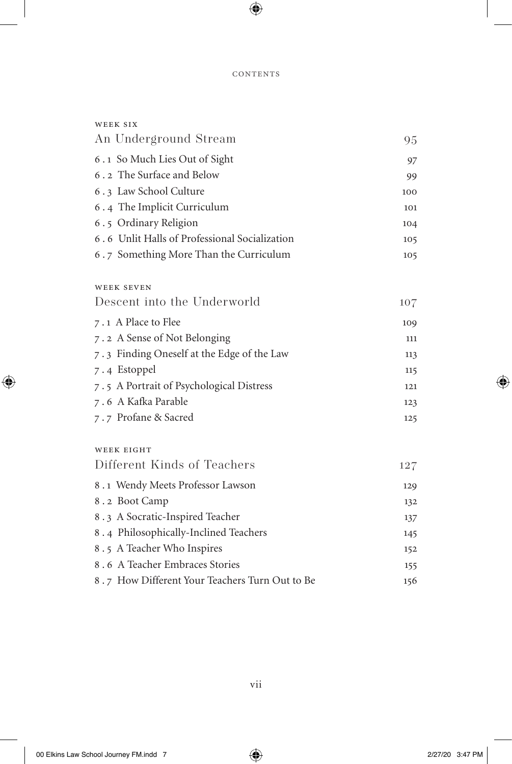CONTENTS

WEEK SIX

## An Underground Stream — 95

- 6.1 So Much Lies Out of Sight — 97
- 6.2 The Surface and Below — 99
- 6.3 Law School Culture — 100
- 6.4 The Implicit Curriculum — 101
- 6.5 Ordinary Religion — 104
- 6.6 Unlit Halls of Professional Socialization — 105
- 6.7 Something More Than the Curriculum — 105

WEEK SEVEN

## Descent into the Underworld — 107

- 7.1 A Place to Flee — 109
- 7.2 A Sense of Not Belonging — 111
- 7.3 Finding Oneself at the Edge of the Law — 113
- 7.4 Estoppel — 115
- 7.5 A Portrait of Psychological Distress — 121
- 7.6 A Kafka Parable — 123
- 7.7 Profane & Sacred — 125

WEEK EIGHT

## Different Kinds of Teachers — 127

- 8.1 Wendy Meets Professor Lawson — 129
- 8.2 Boot Camp — 132
- 8.3 A Socratic-Inspired Teacher — 137
- 8.4 Philosophically-Inclined Teachers — 145
- 8.5 A Teacher Who Inspires — 152
- 8.6 A Teacher Embraces Stories — 155
- 8.7 How Different Your Teachers Turn Out to Be — 156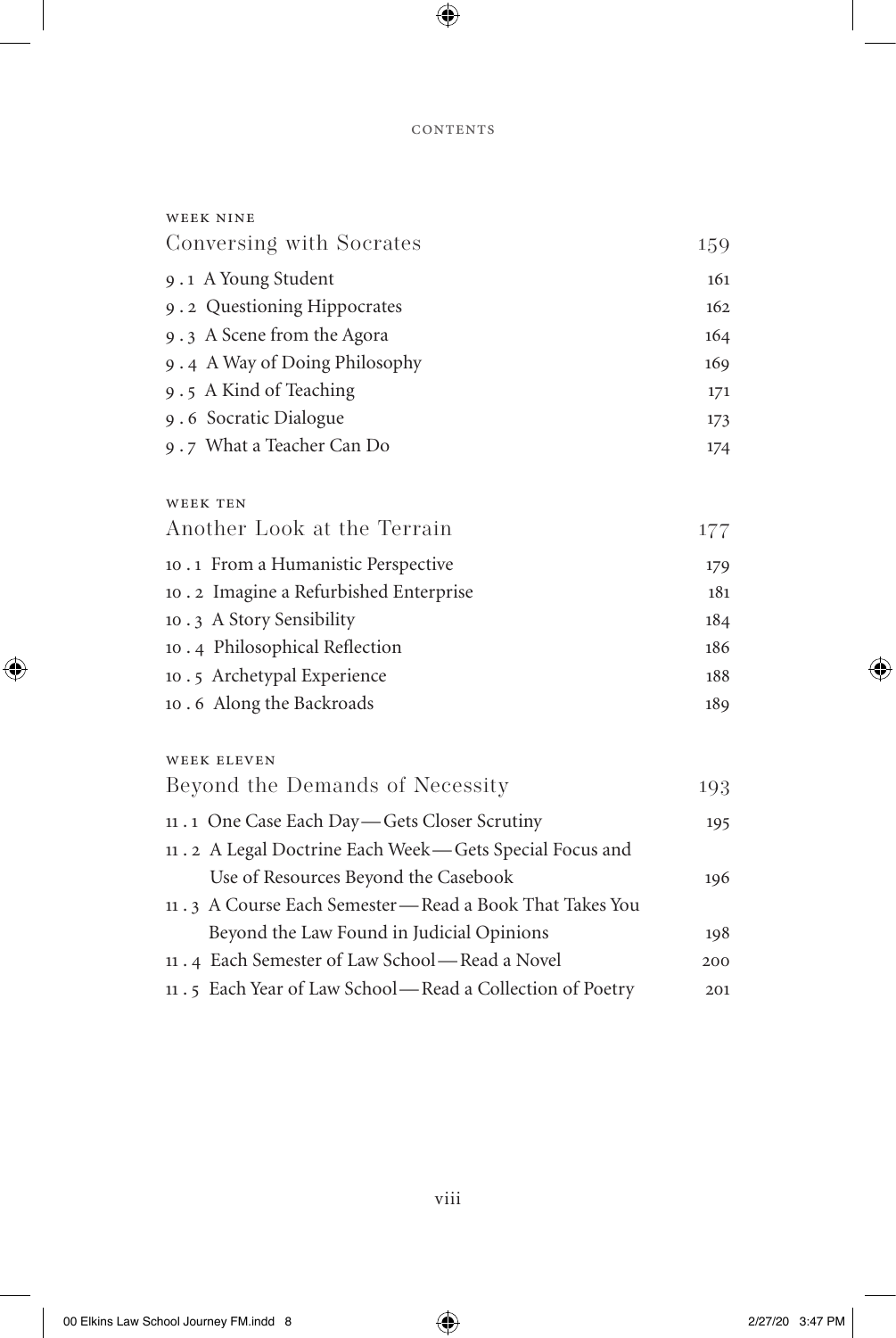## WEEK NINE

### Conversing with Socrates — 159

- 9.1 A Young Student — 161
- 9.2 Questioning Hippocrates — 162
- 9.3 A Scene from the Agora — 164
- 9.4 A Way of Doing Philosophy — 169
- 9.5 A Kind of Teaching — 171
- 9.6 Socratic Dialogue — 173
- 9.7 What a Teacher Can Do — 174

## WEEK TEN

### Another Look at the Terrain — 177

- 10.1 From a Humanistic Perspective — 179
- 10.2 Imagine a Refurbished Enterprise — 181
- 10.3 A Story Sensibility — 184
- 10.4 Philosophical Reflection — 186
- 10.5 Archetypal Experience — 188
- 10.6 Along the Backroads — 189

## WEEK ELEVEN

### Beyond the Demands of Necessity — 193

- 11.1 One Case Each Day — Gets Closer Scrutiny — 195
- 11.2 A Legal Doctrine Each Week — Gets Special Focus and Use of Resources Beyond the Casebook — 196
- 11.3 A Course Each Semester — Read a Book That Takes You Beyond the Law Found in Judicial Opinions — 198
- 11.4 Each Semester of Law School — Read a Novel — 200
- 11.5 Each Year of Law School — Read a Collection of Poetry — 201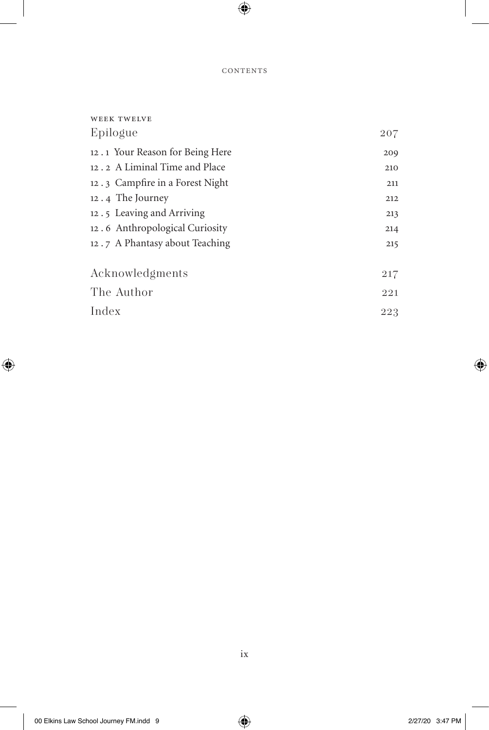WEEK TWELVE

Epilogue 207

12 . 1 Your Reason for Being Here 209

12 . 2 A Liminal Time and Place 210

12 . 3 Campfire in a Forest Night 211

12 . 4 The Journey 212

12 . 5 Leaving and Arriving 213

12 . 6 Anthropological Curiosity 214

12 . 7 A Phantasy about Teaching 215

Acknowledgments 217

The Author 221

Index 223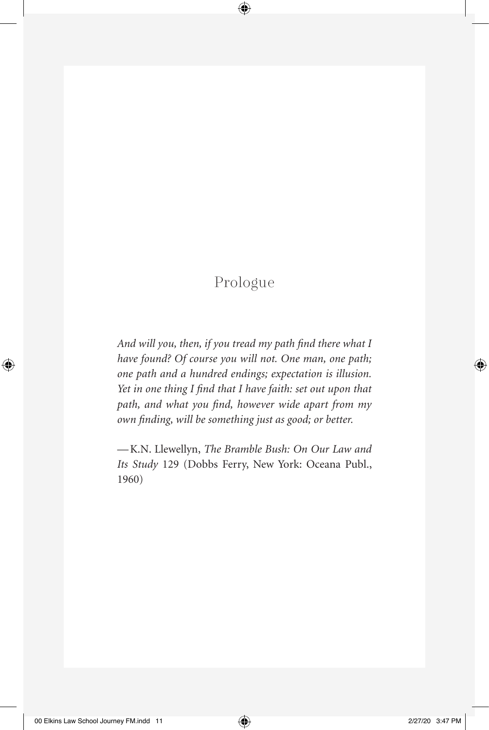# Prologue

*And will you, then, if you tread my path find there what I have found? Of course you will not. One man, one path; one path and a hundred endings; expectation is illusion. Yet in one thing I find that I have faith: set out upon that path, and what you find, however wide apart from my own finding, will be something just as good; or better.*

—K.N. Llewellyn, *The Bramble Bush: On Our Law and Its Study* 129 (Dobbs Ferry, New York: Oceana Publ., 1960)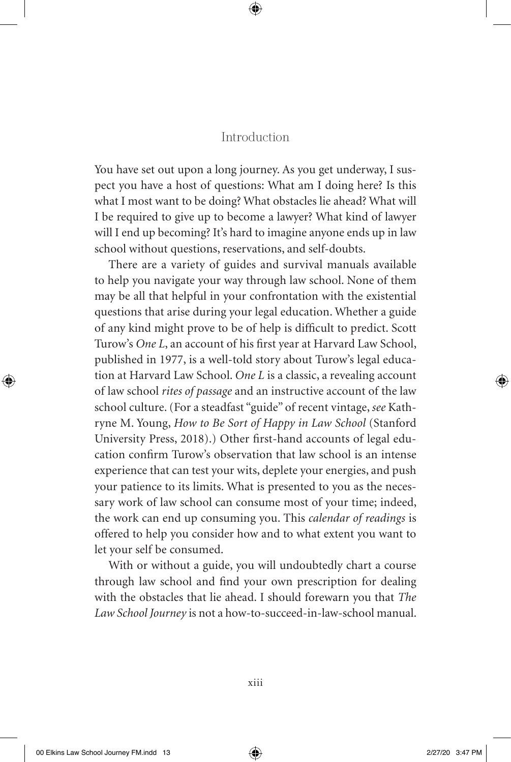# Introduction

You have set out upon a long journey. As you get underway, I suspect you have a host of questions: What am I doing here? Is this what I most want to be doing? What obstacles lie ahead? What will I be required to give up to become a lawyer? What kind of lawyer will I end up becoming? It's hard to imagine anyone ends up in law school without questions, reservations, and self-doubts.

There are a variety of guides and survival manuals available to help you navigate your way through law school. None of them may be all that helpful in your confrontation with the existential questions that arise during your legal education. Whether a guide of any kind might prove to be of help is difficult to predict. Scott Turow's *One L*, an account of his first year at Harvard Law School, published in 1977, is a well-told story about Turow's legal education at Harvard Law School. *One L* is a classic, a revealing account of law school *rites of passage* and an instructive account of the law school culture. (For a steadfast "guide" of recent vintage, *see* Kathryne M. Young, *How to Be Sort of Happy in Law School* (Stanford University Press, 2018).) Other first-hand accounts of legal education confirm Turow's observation that law school is an intense experience that can test your wits, deplete your energies, and push your patience to its limits. What is presented to you as the necessary work of law school can consume most of your time; indeed, the work can end up consuming you. This *calendar of readings* is offered to help you consider how and to what extent you want to let your self be consumed.

With or without a guide, you will undoubtedly chart a course through law school and find your own prescription for dealing with the obstacles that lie ahead. I should forewarn you that *The Law School Journey* is not a how-to-succeed-in-law-school manual.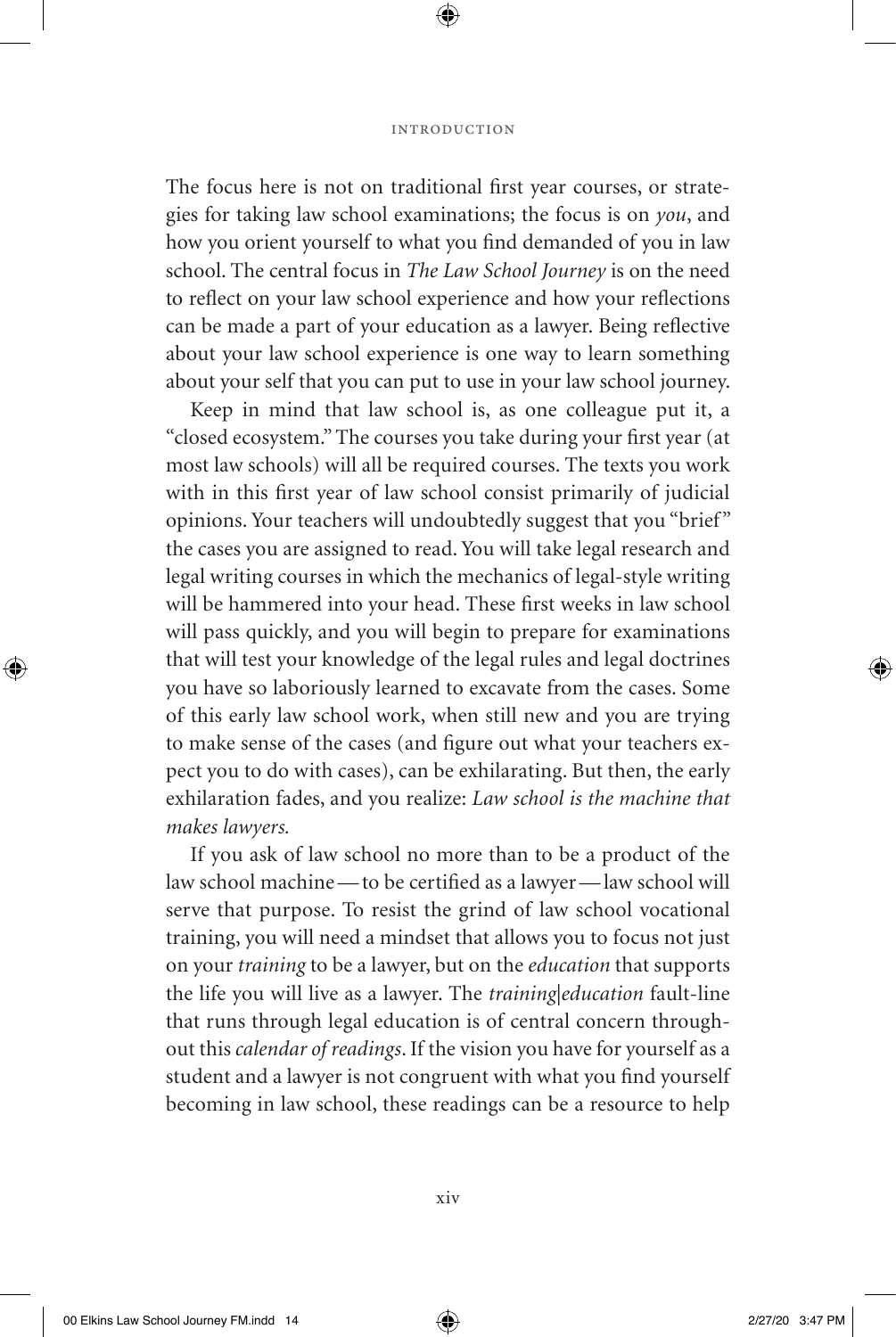The focus here is not on traditional first year courses, or strategies for taking law school examinations; the focus is on *you*, and how you orient yourself to what you find demanded of you in law school. The central focus in *The Law School Journey* is on the need to reflect on your law school experience and how your reflections can be made a part of your education as a lawyer. Being reflective about your law school experience is one way to learn something about your self that you can put to use in your law school journey.

Keep in mind that law school is, as one colleague put it, a "closed ecosystem." The courses you take during your first year (at most law schools) will all be required courses. The texts you work with in this first year of law school consist primarily of judicial opinions. Your teachers will undoubtedly suggest that you "brief" the cases you are assigned to read. You will take legal research and legal writing courses in which the mechanics of legal-style writing will be hammered into your head. These first weeks in law school will pass quickly, and you will begin to prepare for examinations that will test your knowledge of the legal rules and legal doctrines you have so laboriously learned to excavate from the cases. Some of this early law school work, when still new and you are trying to make sense of the cases (and figure out what your teachers expect you to do with cases), can be exhilarating. But then, the early exhilaration fades, and you realize: *Law school is the machine that makes lawyers.*

If you ask of law school no more than to be a product of the law school machine — to be certified as a lawyer — law school will serve that purpose. To resist the grind of law school vocational training, you will need a mindset that allows you to focus not just on your *training* to be a lawyer, but on the *education* that supports the life you will live as a lawyer. The *training|education* fault-line that runs through legal education is of central concern throughout this *calendar of readings*. If the vision you have for yourself as a student and a lawyer is not congruent with what you find yourself becoming in law school, these readings can be a resource to help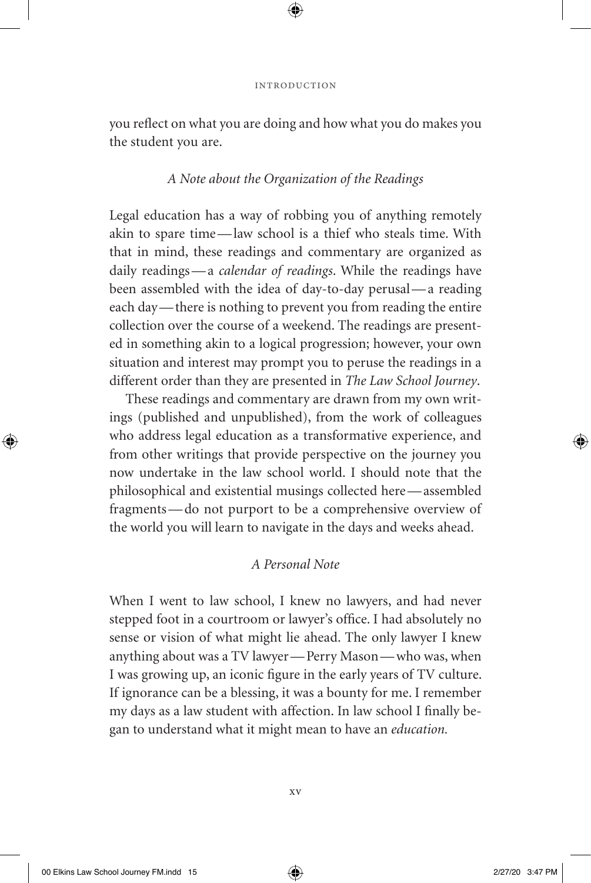you reflect on what you are doing and how what you do makes you the student you are.

### *A Note about the Organization of the Readings*

Legal education has a way of robbing you of anything remotely akin to spare time—law school is a thief who steals time. With that in mind, these readings and commentary are organized as daily readings—a *calendar of readings*. While the readings have been assembled with the idea of day-to-day perusal—a reading each day—there is nothing to prevent you from reading the entire collection over the course of a weekend. The readings are presented in something akin to a logical progression; however, your own situation and interest may prompt you to peruse the readings in a different order than they are presented in *The Law School Journey*.

These readings and commentary are drawn from my own writings (published and unpublished), from the work of colleagues who address legal education as a transformative experience, and from other writings that provide perspective on the journey you now undertake in the law school world. I should note that the philosophical and existential musings collected here—assembled fragments—do not purport to be a comprehensive overview of the world you will learn to navigate in the days and weeks ahead.

### *A Personal Note*

When I went to law school, I knew no lawyers, and had never stepped foot in a courtroom or lawyer's office. I had absolutely no sense or vision of what might lie ahead. The only lawyer I knew anything about was a TV lawyer—Perry Mason—who was, when I was growing up, an iconic figure in the early years of TV culture. If ignorance can be a blessing, it was a bounty for me. I remember my days as a law student with affection. In law school I finally began to understand what it might mean to have an *education.*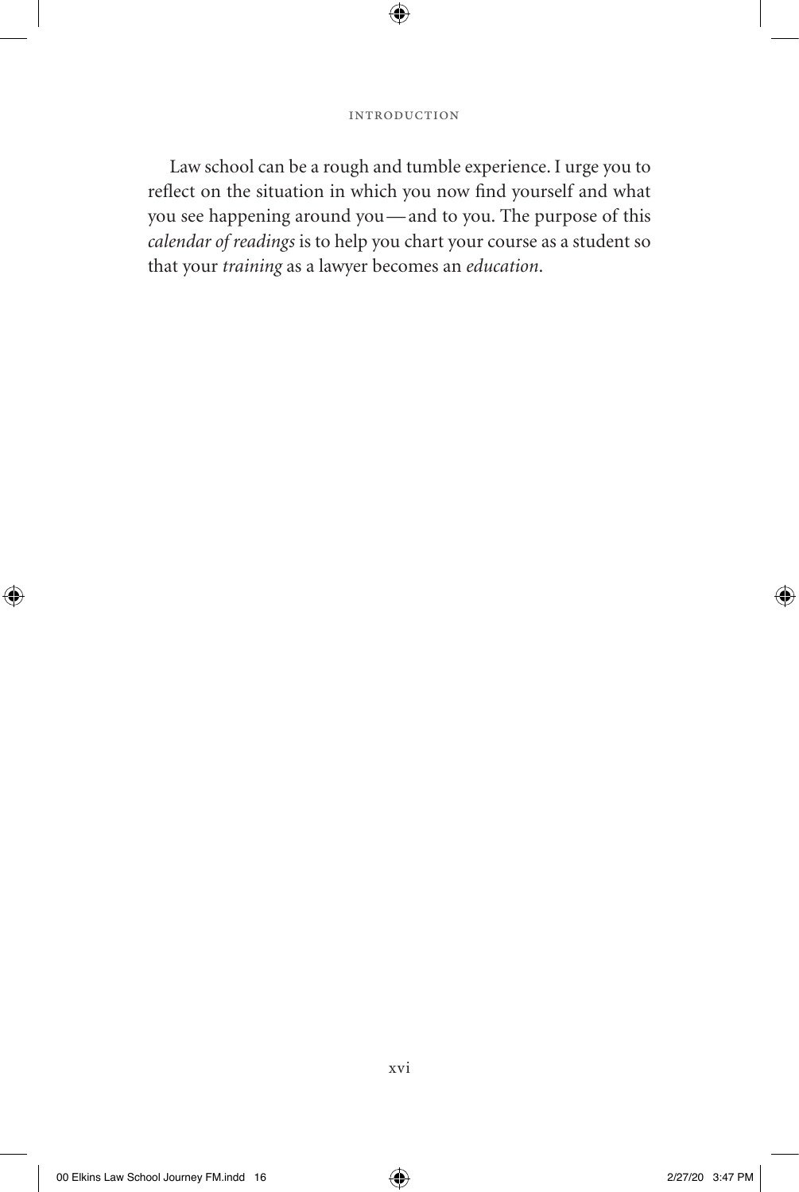Law school can be a rough and tumble experience. I urge you to reflect on the situation in which you now find yourself and what you see happening around you — and to you. The purpose of this *calendar of readings* is to help you chart your course as a student so that your *training* as a lawyer becomes an *education*.